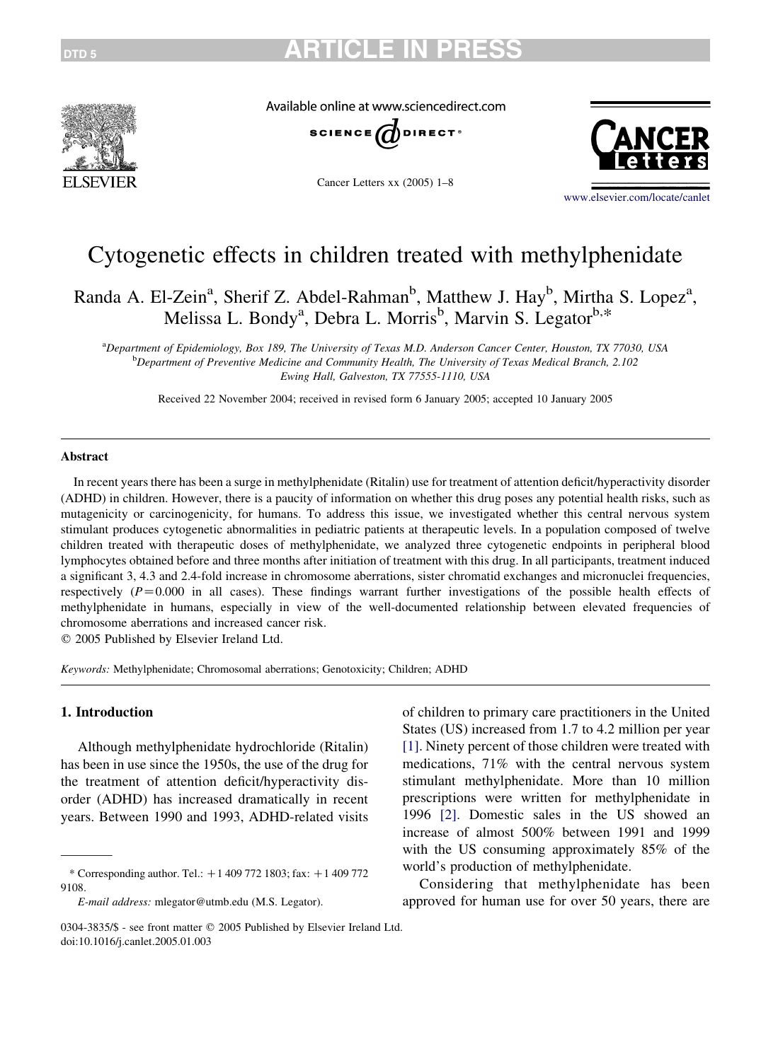# Cytogenetic effects in children treated with methylphenidate

Randa A. El-Zein[a], Sherif Z. Abdel-Rahman[b], Matthew J. Hay[b], Mirtha S. Lopez[a], Melissa L. Bondy[a], Debra L. Morris[b], Marvin S. Legator[b,*]

[a]Department of Epidemiology, Box 189, The University of Texas M.D. Anderson Cancer Center, Houston, TX 77030, USA
[b]Department of Preventive Medicine and Community Health, The University of Texas Medical Branch, 2.102 Ewing Hall, Galveston, TX 77555-1110, USA

Received 22 November 2004; received in revised form 6 January 2005; accepted 10 January 2005

## Abstract

In recent years there has been a surge in methylphenidate (Ritalin) use for treatment of attention deficit/hyperactivity disorder (ADHD) in children. However, there is a paucity of information on whether this drug poses any potential health risks, such as mutagenicity or carcinogenicity, for humans. To address this issue, we investigated whether this central nervous system stimulant produces cytogenetic abnormalities in pediatric patients at therapeutic levels. In a population composed of twelve children treated with therapeutic doses of methylphenidate, we analyzed three cytogenetic endpoints in peripheral blood lymphocytes obtained before and three months after initiation of treatment with this drug. In all participants, treatment induced a significant 3, 4.3 and 2.4-fold increase in chromosome aberrations, sister chromatid exchanges and micronuclei frequencies, respectively ($P = 0.000$ in all cases). These findings warrant further investigations of the possible health effects of methylphenidate in humans, especially in view of the well-documented relationship between elevated frequencies of chromosome aberrations and increased cancer risk.

© 2005 Published by Elsevier Ireland Ltd.

*Keywords:* Methylphenidate; Chromosomal aberrations; Genotoxicity; Children; ADHD

## 1. Introduction

Although methylphenidate hydrochloride (Ritalin) has been in use since the 1950s, the use of the drug for the treatment of attention deficit/hyperactivity disorder (ADHD) has increased dramatically in recent years. Between 1990 and 1993, ADHD-related visits of children to primary care practitioners in the United States (US) increased from 1.7 to 4.2 million per year [1]. Ninety percent of those children were treated with medications, 71% with the central nervous system stimulant methylphenidate. More than 10 million prescriptions were written for methylphenidate in 1996 [2]. Domestic sales in the US showed an increase of almost 500% between 1991 and 1999 with the US consuming approximately 85% of the world's production of methylphenidate.

Considering that methylphenidate has been approved for human use for over 50 years, there are

\* Corresponding author. Tel.: +1 409 772 1803; fax: +1 409 772 9108.

*E-mail address:* mlegator@utmb.edu (M.S. Legator).

0304-3835/$ - see front matter © 2005 Published by Elsevier Ireland Ltd.
doi:10.1016/j.canlet.2005.01.003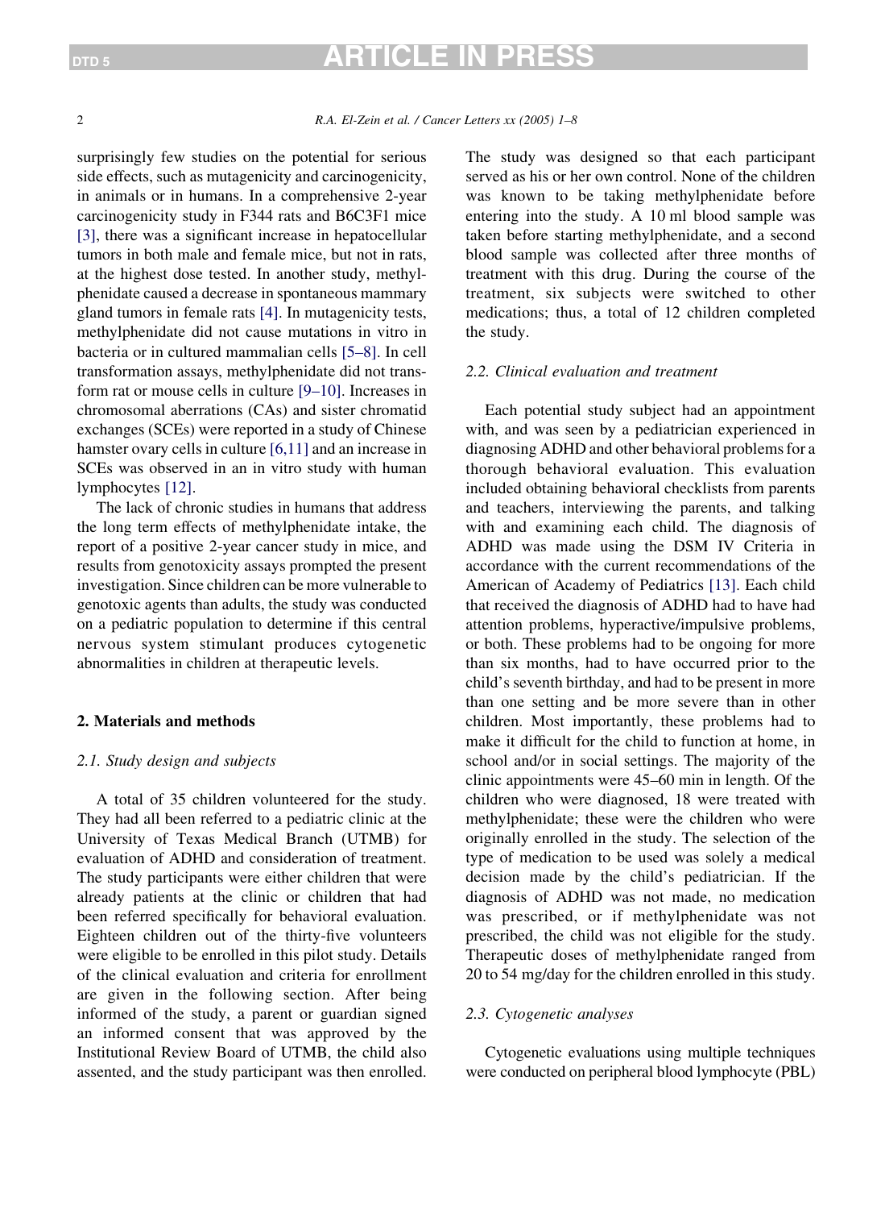surprisingly few studies on the potential for serious side effects, such as mutagenicity and carcinogenicity, in animals or in humans. In a comprehensive 2-year carcinogenicity study in F344 rats and B6C3F1 mice [3], there was a significant increase in hepatocellular tumors in both male and female mice, but not in rats, at the highest dose tested. In another study, methylphenidate caused a decrease in spontaneous mammary gland tumors in female rats [4]. In mutagenicity tests, methylphenidate did not cause mutations in vitro in bacteria or in cultured mammalian cells [5–8]. In cell transformation assays, methylphenidate did not transform rat or mouse cells in culture [9–10]. Increases in chromosomal aberrations (CAs) and sister chromatid exchanges (SCEs) were reported in a study of Chinese hamster ovary cells in culture [6,11] and an increase in SCEs was observed in an in vitro study with human lymphocytes [12].

The lack of chronic studies in humans that address the long term effects of methylphenidate intake, the report of a positive 2-year cancer study in mice, and results from genotoxicity assays prompted the present investigation. Since children can be more vulnerable to genotoxic agents than adults, the study was conducted on a pediatric population to determine if this central nervous system stimulant produces cytogenetic abnormalities in children at therapeutic levels.

## 2. Materials and methods

### 2.1. Study design and subjects

A total of 35 children volunteered for the study. They had all been referred to a pediatric clinic at the University of Texas Medical Branch (UTMB) for evaluation of ADHD and consideration of treatment. The study participants were either children that were already patients at the clinic or children that had been referred specifically for behavioral evaluation. Eighteen children out of the thirty-five volunteers were eligible to be enrolled in this pilot study. Details of the clinical evaluation and criteria for enrollment are given in the following section. After being informed of the study, a parent or guardian signed an informed consent that was approved by the Institutional Review Board of UTMB, the child also assented, and the study participant was then enrolled. The study was designed so that each participant served as his or her own control. None of the children was known to be taking methylphenidate before entering into the study. A 10 ml blood sample was taken before starting methylphenidate, and a second blood sample was collected after three months of treatment with this drug. During the course of the treatment, six subjects were switched to other medications; thus, a total of 12 children completed the study.

### 2.2. Clinical evaluation and treatment

Each potential study subject had an appointment with, and was seen by a pediatrician experienced in diagnosing ADHD and other behavioral problems for a thorough behavioral evaluation. This evaluation included obtaining behavioral checklists from parents and teachers, interviewing the parents, and talking with and examining each child. The diagnosis of ADHD was made using the DSM IV Criteria in accordance with the current recommendations of the American of Academy of Pediatrics [13]. Each child that received the diagnosis of ADHD had to have had attention problems, hyperactive/impulsive problems, or both. These problems had to be ongoing for more than six months, had to have occurred prior to the child's seventh birthday, and had to be present in more than one setting and be more severe than in other children. Most importantly, these problems had to make it difficult for the child to function at home, in school and/or in social settings. The majority of the clinic appointments were 45–60 min in length. Of the children who were diagnosed, 18 were treated with methylphenidate; these were the children who were originally enrolled in the study. The selection of the type of medication to be used was solely a medical decision made by the child's pediatrician. If the diagnosis of ADHD was not made, no medication was prescribed, or if methylphenidate was not prescribed, the child was not eligible for the study. Therapeutic doses of methylphenidate ranged from 20 to 54 mg/day for the children enrolled in this study.

### 2.3. Cytogenetic analyses

Cytogenetic evaluations using multiple techniques were conducted on peripheral blood lymphocyte (PBL)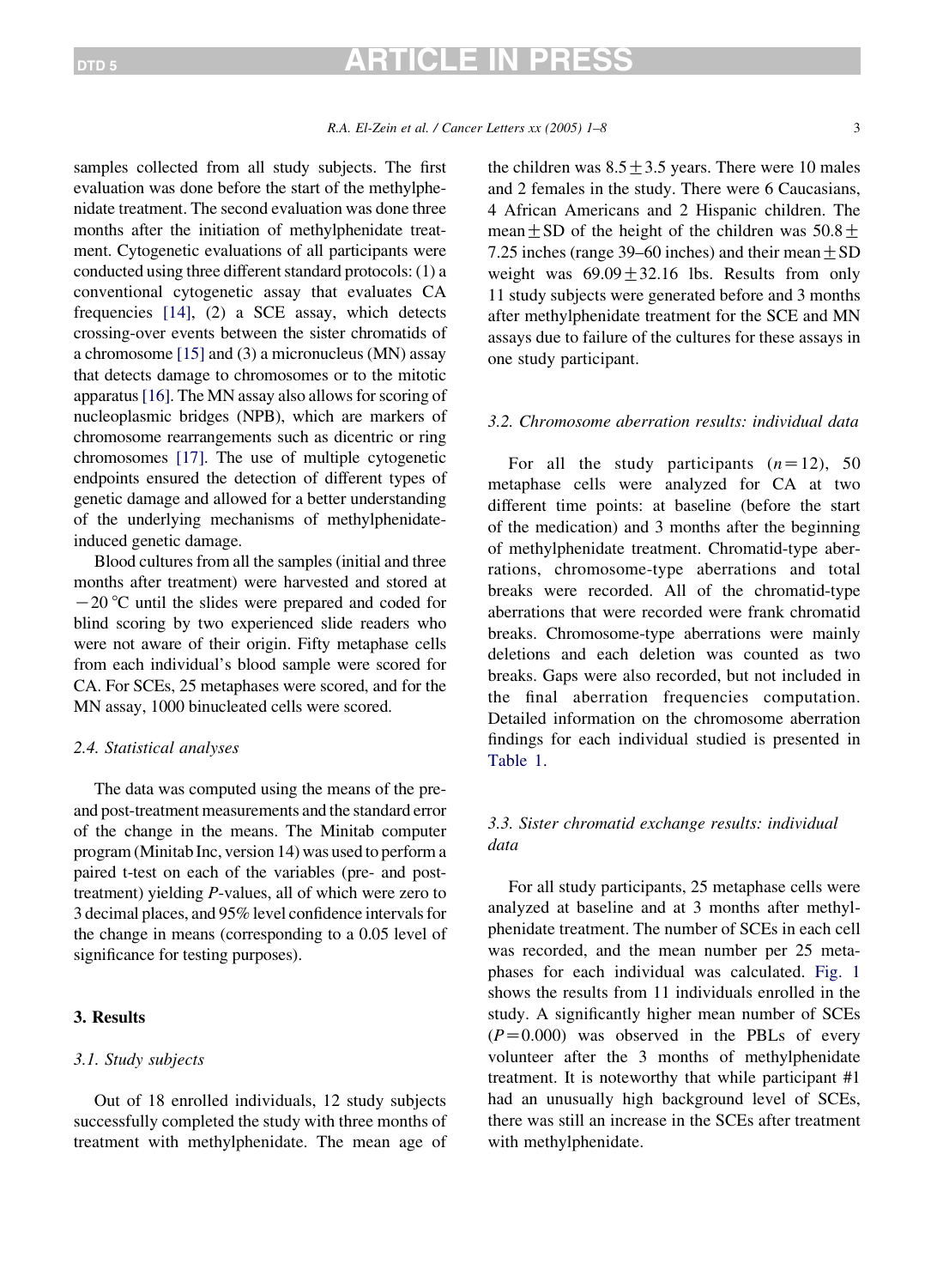samples collected from all study subjects. The first evaluation was done before the start of the methylphenidate treatment. The second evaluation was done three months after the initiation of methylphenidate treatment. Cytogenetic evaluations of all participants were conducted using three different standard protocols: (1) a conventional cytogenetic assay that evaluates CA frequencies [14], (2) a SCE assay, which detects crossing-over events between the sister chromatids of a chromosome [15] and (3) a micronucleus (MN) assay that detects damage to chromosomes or to the mitotic apparatus [16]. The MN assay also allows for scoring of nucleoplasmic bridges (NPB), which are markers of chromosome rearrangements such as dicentric or ring chromosomes [17]. The use of multiple cytogenetic endpoints ensured the detection of different types of genetic damage and allowed for a better understanding of the underlying mechanisms of methylphenidate-induced genetic damage.

Blood cultures from all the samples (initial and three months after treatment) were harvested and stored at −20 °C until the slides were prepared and coded for blind scoring by two experienced slide readers who were not aware of their origin. Fifty metaphase cells from each individual's blood sample were scored for CA. For SCEs, 25 metaphases were scored, and for the MN assay, 1000 binucleated cells were scored.

### 2.4. Statistical analyses

The data was computed using the means of the pre- and post-treatment measurements and the standard error of the change in the means. The Minitab computer program (Minitab Inc, version 14) was used to perform a paired t-test on each of the variables (pre- and post-treatment) yielding *P*-values, all of which were zero to 3 decimal places, and 95% level confidence intervals for the change in means (corresponding to a 0.05 level of significance for testing purposes).

## 3. Results

### 3.1. Study subjects

Out of 18 enrolled individuals, 12 study subjects successfully completed the study with three months of treatment with methylphenidate. The mean age of the children was $8.5 \pm 3.5$ years. There were 10 males and 2 females in the study. There were 6 Caucasians, 4 African Americans and 2 Hispanic children. The mean ± SD of the height of the children was $50.8 \pm 7.25$ inches (range 39–60 inches) and their mean ± SD weight was $69.09 \pm 32.16$ lbs. Results from only 11 study subjects were generated before and 3 months after methylphenidate treatment for the SCE and MN assays due to failure of the cultures for these assays in one study participant.

### 3.2. Chromosome aberration results: individual data

For all the study participants ($n = 12$), 50 metaphase cells were analyzed for CA at two different time points: at baseline (before the start of the medication) and 3 months after the beginning of methylphenidate treatment. Chromatid-type aberrations, chromosome-type aberrations and total breaks were recorded. All of the chromatid-type aberrations that were recorded were frank chromatid breaks. Chromosome-type aberrations were mainly deletions and each deletion was counted as two breaks. Gaps were also recorded, but not included in the final aberration frequencies computation. Detailed information on the chromosome aberration findings for each individual studied is presented in Table 1.

### 3.3. Sister chromatid exchange results: individual data

For all study participants, 25 metaphase cells were analyzed at baseline and at 3 months after methylphenidate treatment. The number of SCEs in each cell was recorded, and the mean number per 25 metaphases for each individual was calculated. Fig. 1 shows the results from 11 individuals enrolled in the study. A significantly higher mean number of SCEs ($P = 0.000$) was observed in the PBLs of every volunteer after the 3 months of methylphenidate treatment. It is noteworthy that while participant #1 had an unusually high background level of SCEs, there was still an increase in the SCEs after treatment with methylphenidate.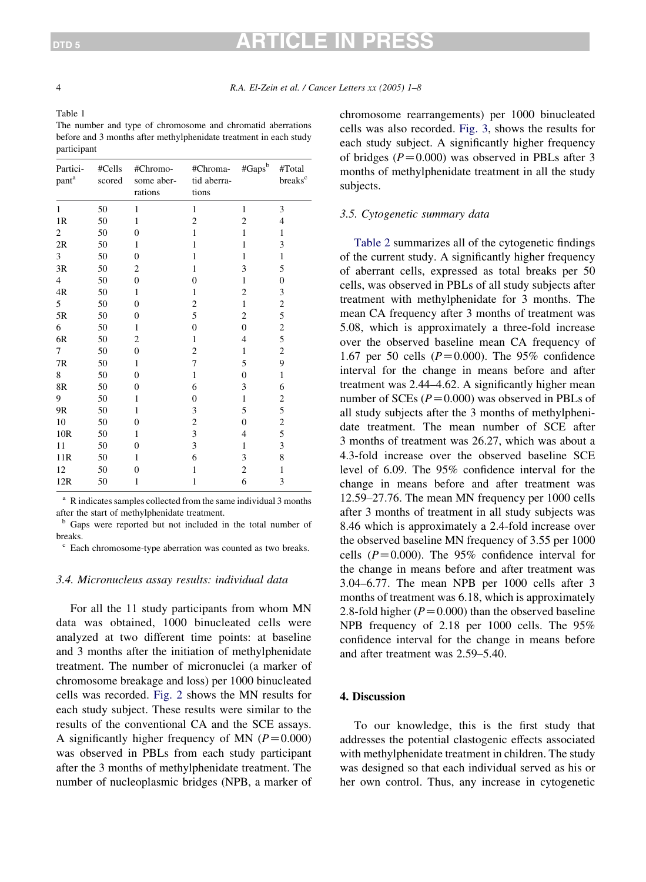Table 1

The number and type of chromosome and chromatid aberrations before and 3 months after methylphenidate treatment in each study participant

| Participant[a] | #Cells scored | #Chromosome aberrations | #Chromatid aberrations | #Gaps[b] | #Total breaks[c] |
|---|---|---|---|---|---|
| 1 | 50 | 1 | 1 | 1 | 3 |
| 1R | 50 | 1 | 2 | 2 | 4 |
| 2 | 50 | 0 | 1 | 1 | 1 |
| 2R | 50 | 1 | 1 | 1 | 3 |
| 3 | 50 | 0 | 1 | 1 | 1 |
| 3R | 50 | 2 | 1 | 3 | 5 |
| 4 | 50 | 0 | 0 | 1 | 0 |
| 4R | 50 | 1 | 1 | 2 | 3 |
| 5 | 50 | 0 | 2 | 1 | 2 |
| 5R | 50 | 0 | 5 | 2 | 5 |
| 6 | 50 | 1 | 0 | 0 | 2 |
| 6R | 50 | 2 | 1 | 4 | 5 |
| 7 | 50 | 0 | 2 | 1 | 2 |
| 7R | 50 | 1 | 7 | 5 | 9 |
| 8 | 50 | 0 | 1 | 0 | 1 |
| 8R | 50 | 0 | 6 | 3 | 6 |
| 9 | 50 | 1 | 0 | 1 | 2 |
| 9R | 50 | 1 | 3 | 5 | 5 |
| 10 | 50 | 0 | 2 | 0 | 2 |
| 10R | 50 | 1 | 3 | 4 | 5 |
| 11 | 50 | 0 | 3 | 1 | 3 |
| 11R | 50 | 1 | 6 | 3 | 8 |
| 12 | 50 | 0 | 1 | 2 | 1 |
| 12R | 50 | 1 | 1 | 6 | 3 |

[a] R indicates samples collected from the same individual 3 months after the start of methylphenidate treatment.

[b] Gaps were reported but not included in the total number of breaks.

[c] Each chromosome-type aberration was counted as two breaks.

### 3.4. Micronucleus assay results: individual data

For all the 11 study participants from whom MN data was obtained, 1000 binucleated cells were analyzed at two different time points: at baseline and 3 months after the initiation of methylphenidate treatment. The number of micronuclei (a marker of chromosome breakage and loss) per 1000 binucleated cells was recorded. Fig. 2 shows the MN results for each study subject. These results were similar to the results of the conventional CA and the SCE assays. A significantly higher frequency of MN ($P = 0.000$) was observed in PBLs from each study participant after the 3 months of methylphenidate treatment. The number of nucleoplasmic bridges (NPB, a marker of chromosome rearrangements) per 1000 binucleated cells was also recorded. Fig. 3, shows the results for each study subject. A significantly higher frequency of bridges ($P = 0.000$) was observed in PBLs after 3 months of methylphenidate treatment in all the study subjects.

### 3.5. Cytogenetic summary data

Table 2 summarizes all of the cytogenetic findings of the current study. A significantly higher frequency of aberrant cells, expressed as total breaks per 50 cells, was observed in PBLs of all study subjects after treatment with methylphenidate for 3 months. The mean CA frequency after 3 months of treatment was 5.08, which is approximately a three-fold increase over the observed baseline mean CA frequency of 1.67 per 50 cells ($P = 0.000$). The 95% confidence interval for the change in means before and after treatment was 2.44–4.62. A significantly higher mean number of SCEs ($P = 0.000$) was observed in PBLs of all study subjects after the 3 months of methylphenidate treatment. The mean number of SCE after 3 months of treatment was 26.27, which was about a 4.3-fold increase over the observed baseline SCE level of 6.09. The 95% confidence interval for the change in means before and after treatment was 12.59–27.76. The mean MN frequency per 1000 cells after 3 months of treatment in all study subjects was 8.46 which is approximately a 2.4-fold increase over the observed baseline MN frequency of 3.55 per 1000 cells ($P = 0.000$). The 95% confidence interval for the change in means before and after treatment was 3.04–6.77. The mean NPB per 1000 cells after 3 months of treatment was 6.18, which is approximately 2.8-fold higher ($P = 0.000$) than the observed baseline NPB frequency of 2.18 per 1000 cells. The 95% confidence interval for the change in means before and after treatment was 2.59–5.40.

## 4. Discussion

To our knowledge, this is the first study that addresses the potential clastogenic effects associated with methylphenidate treatment in children. The study was designed so that each individual served as his or her own control. Thus, any increase in cytogenetic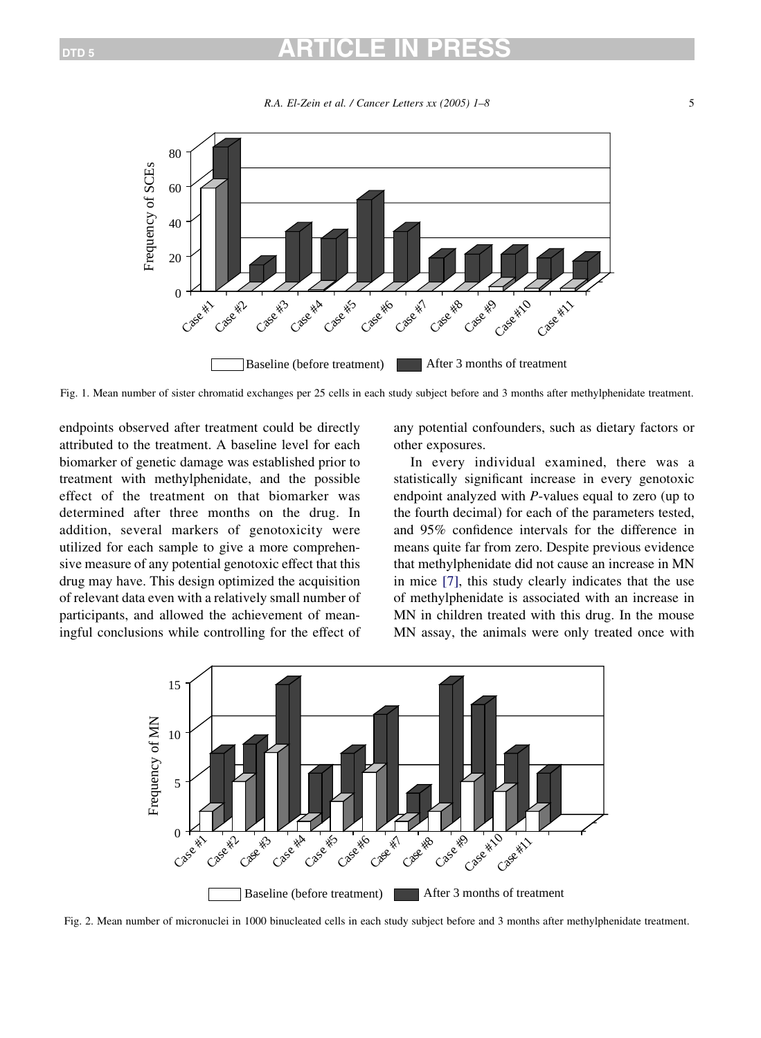Fig. 1. Mean number of sister chromatid exchanges per 25 cells in each study subject before and 3 months after methylphenidate treatment.

endpoints observed after treatment could be directly attributed to the treatment. A baseline level for each biomarker of genetic damage was established prior to treatment with methylphenidate, and the possible effect of the treatment on that biomarker was determined after three months on the drug. In addition, several markers of genotoxicity were utilized for each sample to give a more comprehensive measure of any potential genotoxic effect that this drug may have. This design optimized the acquisition of relevant data even with a relatively small number of participants, and allowed the achievement of meaningful conclusions while controlling for the effect of any potential confounders, such as dietary factors or other exposures.

In every individual examined, there was a statistically significant increase in every genotoxic endpoint analyzed with *P*-values equal to zero (up to the fourth decimal) for each of the parameters tested, and 95% confidence intervals for the difference in means quite far from zero. Despite previous evidence that methylphenidate did not cause an increase in MN in mice [7], this study clearly indicates that the use of methylphenidate is associated with an increase in MN in children treated with this drug. In the mouse MN assay, the animals were only treated once with

Fig. 2. Mean number of micronuclei in 1000 binucleated cells in each study subject before and 3 months after methylphenidate treatment.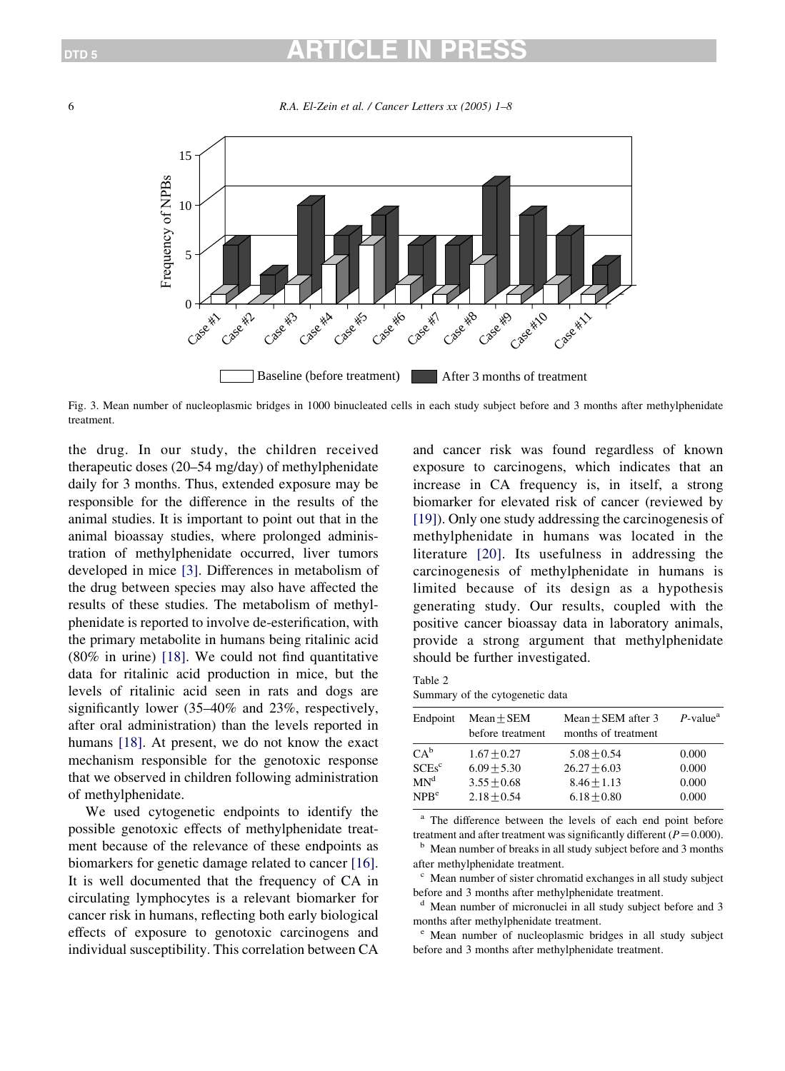Fig. 3. Mean number of nucleoplasmic bridges in 1000 binucleated cells in each study subject before and 3 months after methylphenidate treatment.

the drug. In our study, the children received therapeutic doses (20–54 mg/day) of methylphenidate daily for 3 months. Thus, extended exposure may be responsible for the difference in the results of the animal studies. It is important to point out that in the animal bioassay studies, where prolonged administration of methylphenidate occurred, liver tumors developed in mice [3]. Differences in metabolism of the drug between species may also have affected the results of these studies. The metabolism of methylphenidate is reported to involve de-esterification, with the primary metabolite in humans being ritalinic acid (80% in urine) [18]. We could not find quantitative data for ritalinic acid production in mice, but the levels of ritalinic acid seen in rats and dogs are significantly lower (35–40% and 23%, respectively, after oral administration) than the levels reported in humans [18]. At present, we do not know the exact mechanism responsible for the genotoxic response that we observed in children following administration of methylphenidate.

We used cytogenetic endpoints to identify the possible genotoxic effects of methylphenidate treatment because of the relevance of these endpoints as biomarkers for genetic damage related to cancer [16]. It is well documented that the frequency of CA in circulating lymphocytes is a relevant biomarker for cancer risk in humans, reflecting both early biological effects of exposure to genotoxic carcinogens and individual susceptibility. This correlation between CA and cancer risk was found regardless of known exposure to carcinogens, which indicates that an increase in CA frequency is, in itself, a strong biomarker for elevated risk of cancer (reviewed by [19]). Only one study addressing the carcinogenesis of methylphenidate in humans was located in the literature [20]. Its usefulness in addressing the carcinogenesis of methylphenidate in humans is limited because of its design as a hypothesis generating study. Our results, coupled with the positive cancer bioassay data in laboratory animals, provide a strong argument that methylphenidate should be further investigated.

Table 2
Summary of the cytogenetic data

| Endpoint | Mean ± SEM before treatment | Mean ± SEM after 3 months of treatment | *P*-value[a] |
|---|---|---|---|
| CA[b] | 1.67 ± 0.27 | 5.08 ± 0.54 | 0.000 |
| SCEs[c] | 6.09 ± 5.30 | 26.27 ± 6.03 | 0.000 |
| MN[d] | 3.55 ± 0.68 | 8.46 ± 1.13 | 0.000 |
| NPB[e] | 2.18 ± 0.54 | 6.18 ± 0.80 | 0.000 |

[a] The difference between the levels of each end point before treatment and after treatment was significantly different ($P = 0.000$).

[b] Mean number of breaks in all study subject before and 3 months after methylphenidate treatment.

[c] Mean number of sister chromatid exchanges in all study subject before and 3 months after methylphenidate treatment.

[d] Mean number of micronuclei in all study subject before and 3 months after methylphenidate treatment.

[e] Mean number of nucleoplasmic bridges in all study subject before and 3 months after methylphenidate treatment.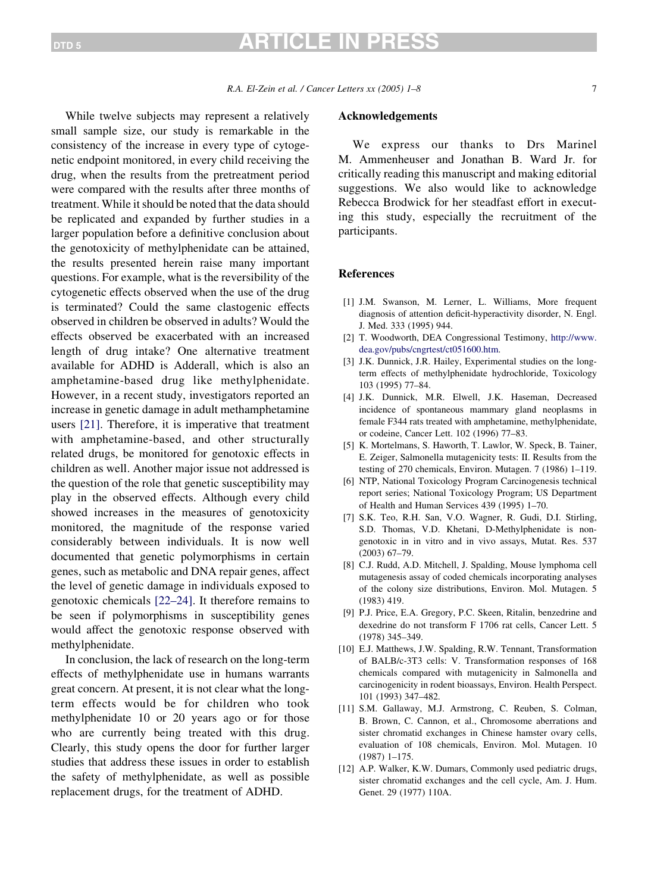While twelve subjects may represent a relatively small sample size, our study is remarkable in the consistency of the increase in every type of cytogenetic endpoint monitored, in every child receiving the drug, when the results from the pretreatment period were compared with the results after three months of treatment. While it should be noted that the data should be replicated and expanded by further studies in a larger population before a definitive conclusion about the genotoxicity of methylphenidate can be attained, the results presented herein raise many important questions. For example, what is the reversibility of the cytogenetic effects observed when the use of the drug is terminated? Could the same clastogenic effects observed in children be observed in adults? Would the effects observed be exacerbated with an increased length of drug intake? One alternative treatment available for ADHD is Adderall, which is also an amphetamine-based drug like methylphenidate. However, in a recent study, investigators reported an increase in genetic damage in adult methamphetamine users [21]. Therefore, it is imperative that treatment with amphetamine-based, and other structurally related drugs, be monitored for genotoxic effects in children as well. Another major issue not addressed is the question of the role that genetic susceptibility may play in the observed effects. Although every child showed increases in the measures of genotoxicity monitored, the magnitude of the response varied considerably between individuals. It is now well documented that genetic polymorphisms in certain genes, such as metabolic and DNA repair genes, affect the level of genetic damage in individuals exposed to genotoxic chemicals [22–24]. It therefore remains to be seen if polymorphisms in susceptibility genes would affect the genotoxic response observed with methylphenidate.

In conclusion, the lack of research on the long-term effects of methylphenidate use in humans warrants great concern. At present, it is not clear what the long-term effects would be for children who took methylphenidate 10 or 20 years ago or for those who are currently being treated with this drug. Clearly, this study opens the door for further larger studies that address these issues in order to establish the safety of methylphenidate, as well as possible replacement drugs, for the treatment of ADHD.

## Acknowledgements

We express our thanks to Drs Marinel M. Ammenheuser and Jonathan B. Ward Jr. for critically reading this manuscript and making editorial suggestions. We also would like to acknowledge Rebecca Brodwick for her steadfast effort in executing this study, especially the recruitment of the participants.

## References

[1] J.M. Swanson, M. Lerner, L. Williams, More frequent diagnosis of attention deficit-hyperactivity disorder, N. Engl. J. Med. 333 (1995) 944.

[2] T. Woodworth, DEA Congressional Testimony, http://www.dea.gov/pubs/cngrtest/ct051600.htm.

[3] J.K. Dunnick, J.R. Hailey, Experimental studies on the long-term effects of methylphenidate hydrochloride, Toxicology 103 (1995) 77–84.

[4] J.K. Dunnick, M.R. Elwell, J.K. Haseman, Decreased incidence of spontaneous mammary gland neoplasms in female F344 rats treated with amphetamine, methylphenidate, or codeine, Cancer Lett. 102 (1996) 77–83.

[5] K. Mortelmans, S. Haworth, T. Lawlor, W. Speck, B. Tainer, E. Zeiger, Salmonella mutagenicity tests: II. Results from the testing of 270 chemicals, Environ. Mutagen. 7 (1986) 1–119.

[6] NTP, National Toxicology Program Carcinogenesis technical report series; National Toxicology Program; US Department of Health and Human Services 439 (1995) 1–70.

[7] S.K. Teo, R.H. San, V.O. Wagner, R. Gudi, D.I. Stirling, S.D. Thomas, V.D. Khetani, D-Methylphenidate is non-genotoxic in in vitro and in vivo assays, Mutat. Res. 537 (2003) 67–79.

[8] C.J. Rudd, A.D. Mitchell, J. Spalding, Mouse lymphoma cell mutagenesis assay of coded chemicals incorporating analyses of the colony size distributions, Environ. Mol. Mutagen. 5 (1983) 419.

[9] P.J. Price, E.A. Gregory, P.C. Skeen, Ritalin, benzedrine and dexedrine do not transform F 1706 rat cells, Cancer Lett. 5 (1978) 345–349.

[10] E.J. Matthews, J.W. Spalding, R.W. Tennant, Transformation of BALB/c-3T3 cells: V. Transformation responses of 168 chemicals compared with mutagenicity in Salmonella and carcinogenicity in rodent bioassays, Environ. Health Perspect. 101 (1993) 347–482.

[11] S.M. Gallaway, M.J. Armstrong, C. Reuben, S. Colman, B. Brown, C. Cannon, et al., Chromosome aberrations and sister chromatid exchanges in Chinese hamster ovary cells, evaluation of 108 chemicals, Environ. Mol. Mutagen. 10 (1987) 1–175.

[12] A.P. Walker, K.W. Dumars, Commonly used pediatric drugs, sister chromatid exchanges and the cell cycle, Am. J. Hum. Genet. 29 (1977) 110A.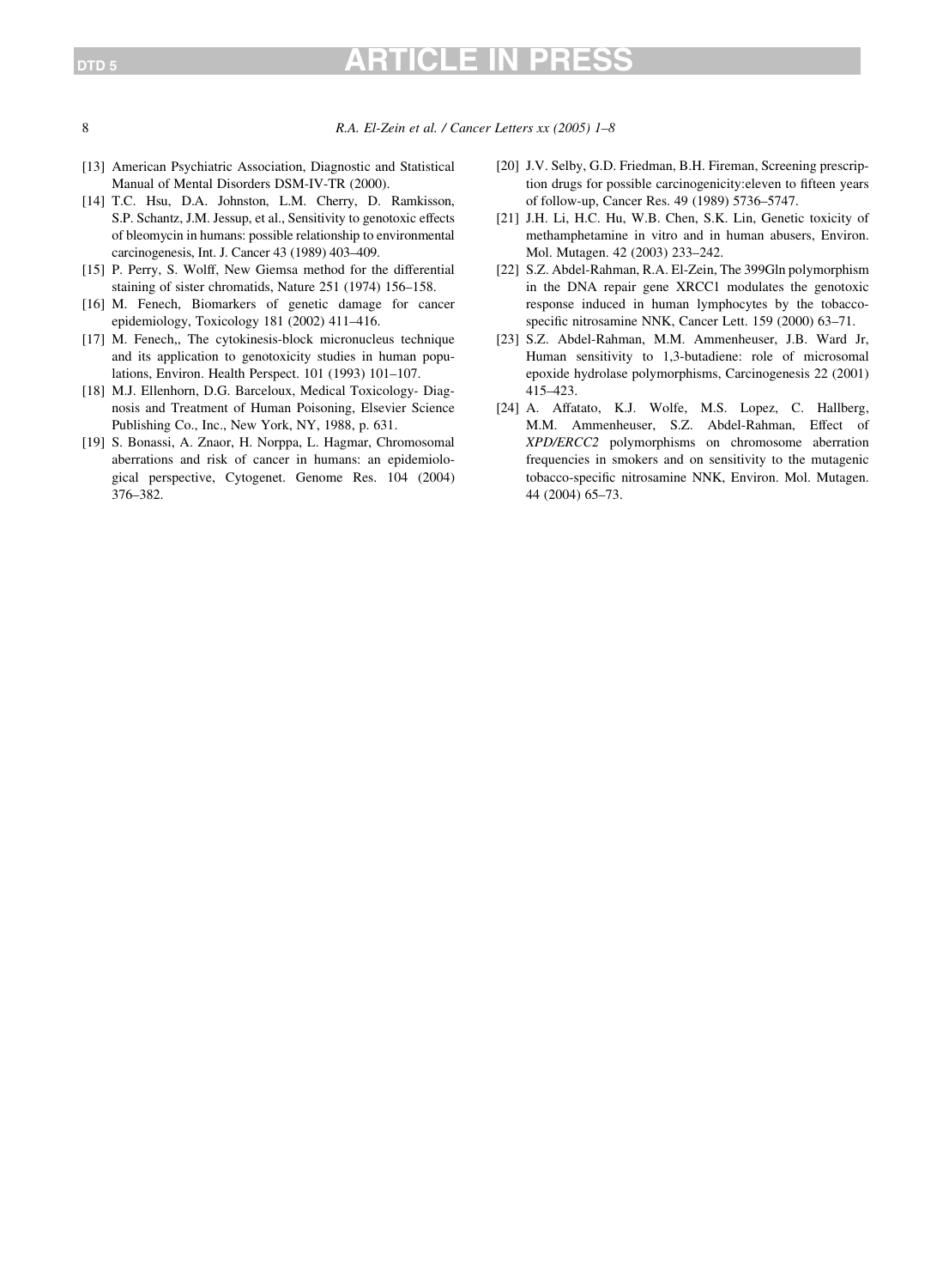[13] American Psychiatric Association, Diagnostic and Statistical Manual of Mental Disorders DSM-IV-TR (2000).

[14] T.C. Hsu, D.A. Johnston, L.M. Cherry, D. Ramkisson, S.P. Schantz, J.M. Jessup, et al., Sensitivity to genotoxic effects of bleomycin in humans: possible relationship to environmental carcinogenesis, Int. J. Cancer 43 (1989) 403–409.

[15] P. Perry, S. Wolff, New Giemsa method for the differential staining of sister chromatids, Nature 251 (1974) 156–158.

[16] M. Fenech, Biomarkers of genetic damage for cancer epidemiology, Toxicology 181 (2002) 411–416.

[17] M. Fenech,, The cytokinesis-block micronucleus technique and its application to genotoxicity studies in human populations, Environ. Health Perspect. 101 (1993) 101–107.

[18] M.J. Ellenhorn, D.G. Barceloux, Medical Toxicology- Diagnosis and Treatment of Human Poisoning, Elsevier Science Publishing Co., Inc., New York, NY, 1988, p. 631.

[19] S. Bonassi, A. Znaor, H. Norppa, L. Hagmar, Chromosomal aberrations and risk of cancer in humans: an epidemiological perspective, Cytogenet. Genome Res. 104 (2004) 376–382.

[20] J.V. Selby, G.D. Friedman, B.H. Fireman, Screening prescription drugs for possible carcinogenicity:eleven to fifteen years of follow-up, Cancer Res. 49 (1989) 5736–5747.

[21] J.H. Li, H.C. Hu, W.B. Chen, S.K. Lin, Genetic toxicity of methamphetamine in vitro and in human abusers, Environ. Mol. Mutagen. 42 (2003) 233–242.

[22] S.Z. Abdel-Rahman, R.A. El-Zein, The 399Gln polymorphism in the DNA repair gene XRCC1 modulates the genotoxic response induced in human lymphocytes by the tobacco-specific nitrosamine NNK, Cancer Lett. 159 (2000) 63–71.

[23] S.Z. Abdel-Rahman, M.M. Ammenheuser, J.B. Ward Jr, Human sensitivity to 1,3-butadiene: role of microsomal epoxide hydrolase polymorphisms, Carcinogenesis 22 (2001) 415–423.

[24] A. Affatato, K.J. Wolfe, M.S. Lopez, C. Hallberg, M.M. Ammenheuser, S.Z. Abdel-Rahman, Effect of *XPD/ERCC2* polymorphisms on chromosome aberration frequencies in smokers and on sensitivity to the mutagenic tobacco-specific nitrosamine NNK, Environ. Mol. Mutagen. 44 (2004) 65–73.